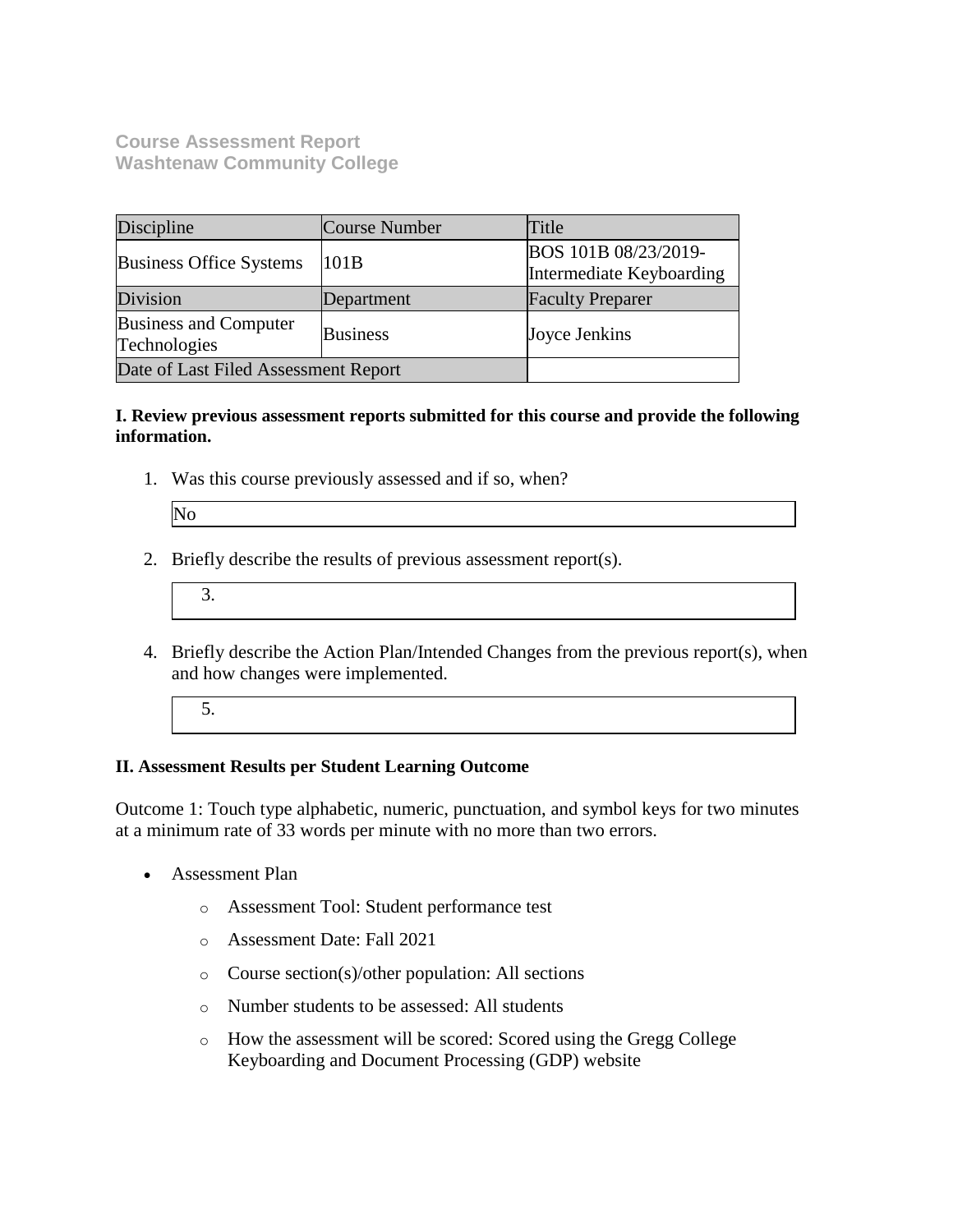**Course Assessment Report**
**Washtenaw Community College**

| Discipline | Course Number | Title |
|---|---|---|
| Business Office Systems | 101B | BOS 101B 08/23/2019-Intermediate Keyboarding |
| Division | Department | Faculty Preparer |
| Business and Computer Technologies | Business | Joyce Jenkins |
| Date of Last Filed Assessment Report | | |

**I. Review previous assessment reports submitted for this course and provide the following information.**

1. Was this course previously assessed and if so, when?

   No

2. Briefly describe the results of previous assessment report(s).

   3.

4. Briefly describe the Action Plan/Intended Changes from the previous report(s), when and how changes were implemented.

   5.

**II. Assessment Results per Student Learning Outcome**

Outcome 1: Touch type alphabetic, numeric, punctuation, and symbol keys for two minutes at a minimum rate of 33 words per minute with no more than two errors.

- Assessment Plan
  - Assessment Tool: Student performance test
  - Assessment Date: Fall 2021
  - Course section(s)/other population: All sections
  - Number students to be assessed: All students
  - How the assessment will be scored: Scored using the Gregg College Keyboarding and Document Processing (GDP) website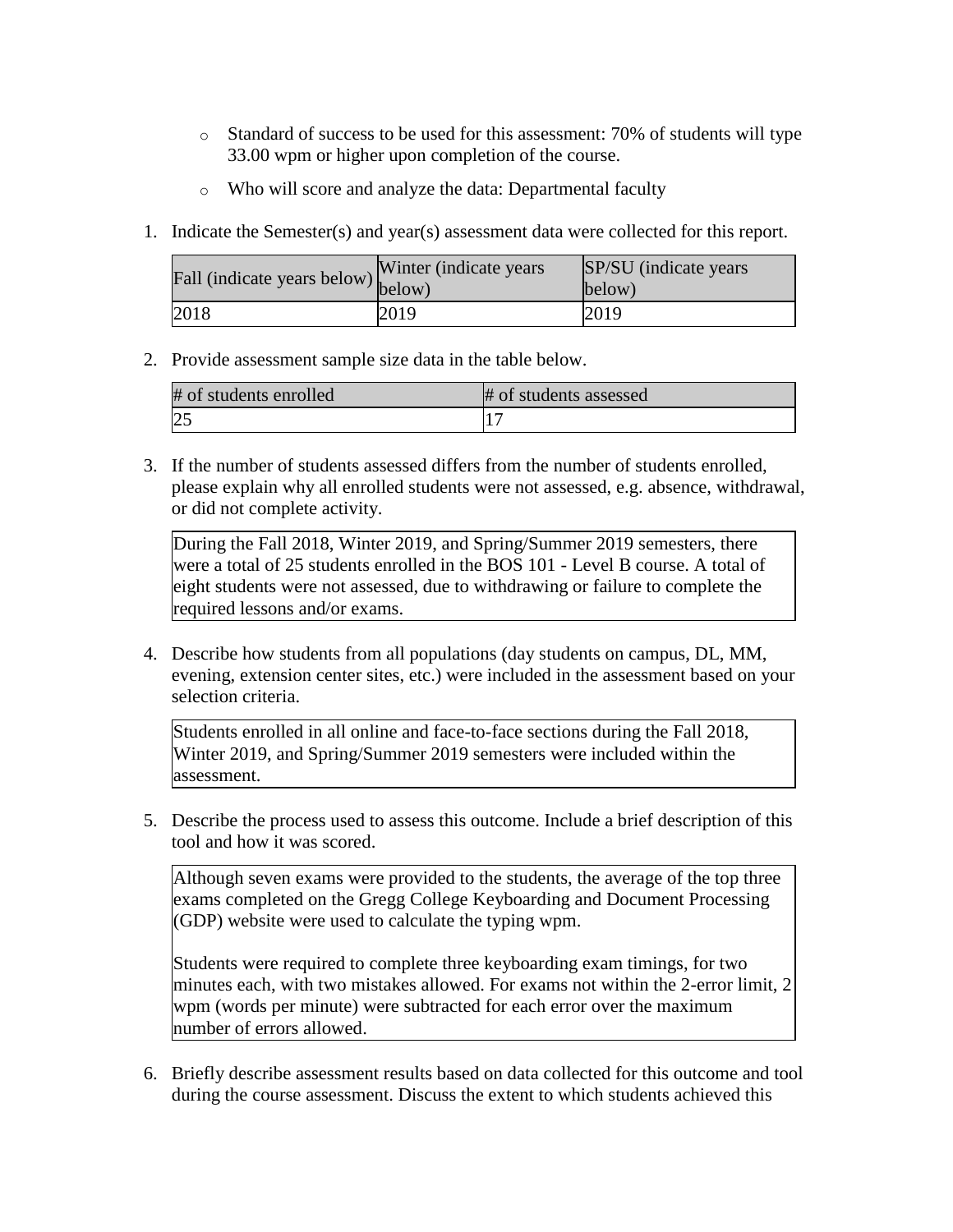- Standard of success to be used for this assessment: 70% of students will type 33.00 wpm or higher upon completion of the course.
- Who will score and analyze the data: Departmental faculty

1. Indicate the Semester(s) and year(s) assessment data were collected for this report.

| Fall (indicate years below) | Winter (indicate years below) | SP/SU (indicate years below) |
|---|---|---|
| 2018 | 2019 | 2019 |

2. Provide assessment sample size data in the table below.

| # of students enrolled | # of students assessed |
|---|---|
| 25 | 17 |

3. If the number of students assessed differs from the number of students enrolled, please explain why all enrolled students were not assessed, e.g. absence, withdrawal, or did not complete activity.

   During the Fall 2018, Winter 2019, and Spring/Summer 2019 semesters, there were a total of 25 students enrolled in the BOS 101 - Level B course. A total of eight students were not assessed, due to withdrawing or failure to complete the required lessons and/or exams.

4. Describe how students from all populations (day students on campus, DL, MM, evening, extension center sites, etc.) were included in the assessment based on your selection criteria.

   Students enrolled in all online and face-to-face sections during the Fall 2018, Winter 2019, and Spring/Summer 2019 semesters were included within the assessment.

5. Describe the process used to assess this outcome. Include a brief description of this tool and how it was scored.

   Although seven exams were provided to the students, the average of the top three exams completed on the Gregg College Keyboarding and Document Processing (GDP) website were used to calculate the typing wpm.

   Students were required to complete three keyboarding exam timings, for two minutes each, with two mistakes allowed. For exams not within the 2-error limit, 2 wpm (words per minute) were subtracted for each error over the maximum number of errors allowed.

6. Briefly describe assessment results based on data collected for this outcome and tool during the course assessment. Discuss the extent to which students achieved this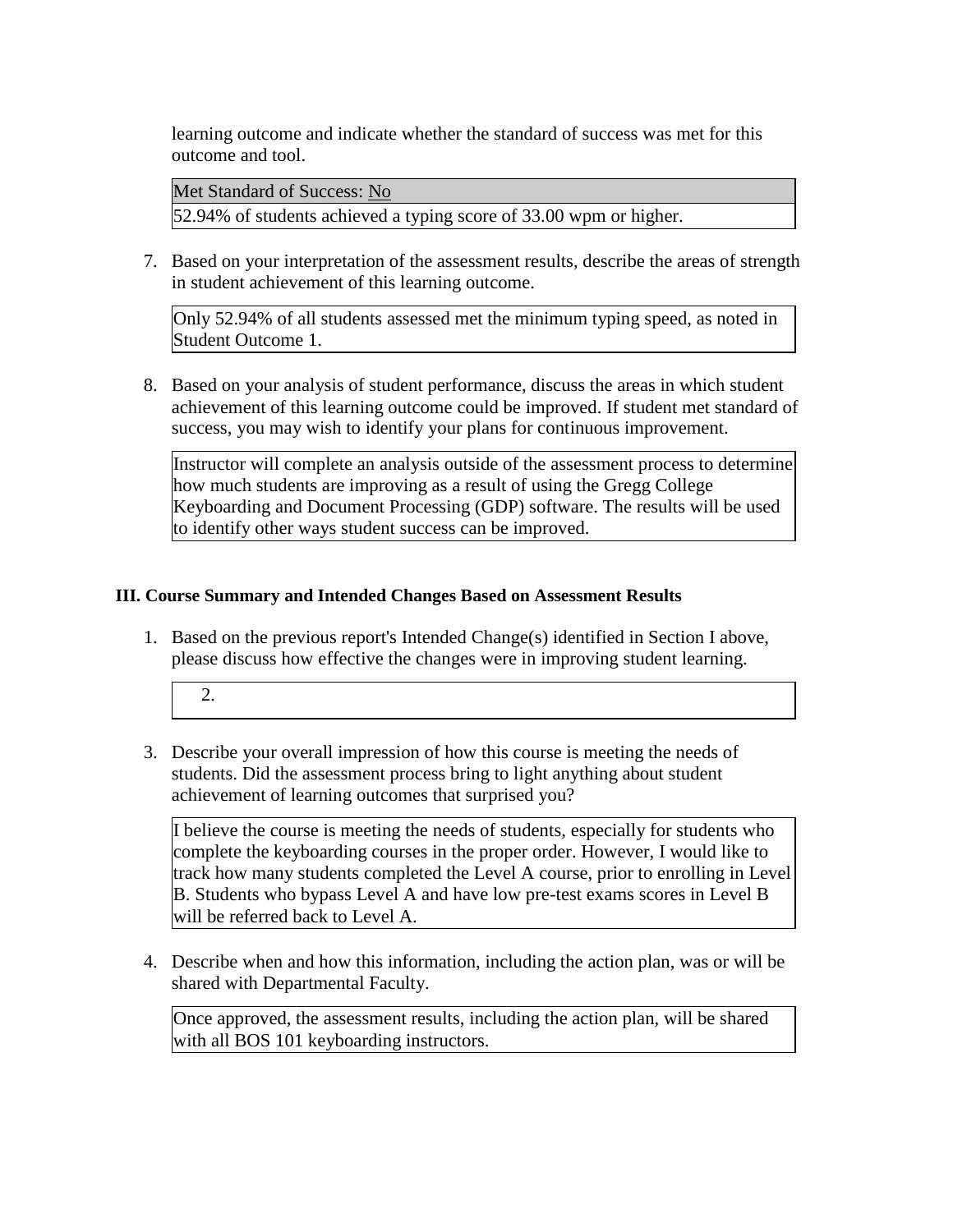learning outcome and indicate whether the standard of success was met for this outcome and tool.

| Met Standard of Success: No |
| --- |
| 52.94% of students achieved a typing score of 33.00 wpm or higher. |

7. Based on your interpretation of the assessment results, describe the areas of strength in student achievement of this learning outcome.

| Only 52.94% of all students assessed met the minimum typing speed, as noted in Student Outcome 1. |
| --- |

8. Based on your analysis of student performance, discuss the areas in which student achievement of this learning outcome could be improved. If student met standard of success, you may wish to identify your plans for continuous improvement.

| Instructor will complete an analysis outside of the assessment process to determine how much students are improving as a result of using the Gregg College Keyboarding and Document Processing (GDP) software. The results will be used to identify other ways student success can be improved. |
| --- |

### III. Course Summary and Intended Changes Based on Assessment Results

1. Based on the previous report's Intended Change(s) identified in Section I above, please discuss how effective the changes were in improving student learning.

| 2. |
| --- |

3. Describe your overall impression of how this course is meeting the needs of students. Did the assessment process bring to light anything about student achievement of learning outcomes that surprised you?

| I believe the course is meeting the needs of students, especially for students who complete the keyboarding courses in the proper order. However, I would like to track how many students completed the Level A course, prior to enrolling in Level B. Students who bypass Level A and have low pre-test exams scores in Level B will be referred back to Level A. |
| --- |

4. Describe when and how this information, including the action plan, was or will be shared with Departmental Faculty.

| Once approved, the assessment results, including the action plan, will be shared with all BOS 101 keyboarding instructors. |
| --- |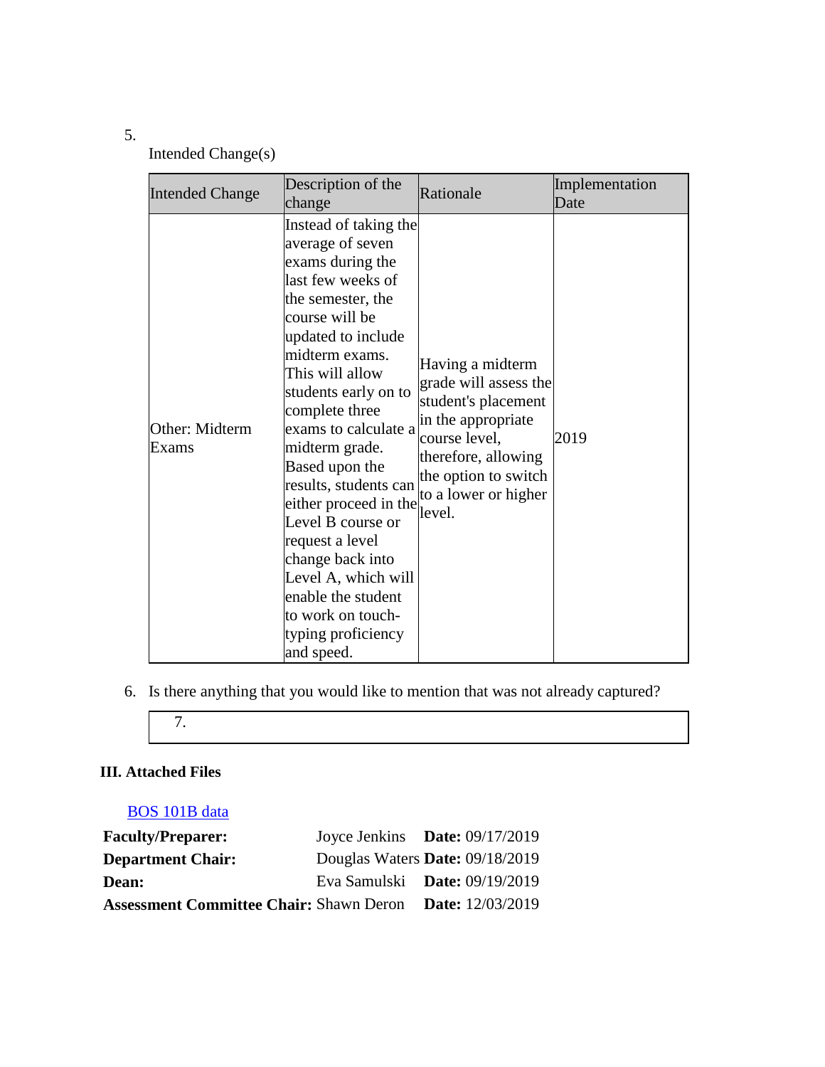5. Intended Change(s)

| Intended Change | Description of the change | Rationale | Implementation Date |
| --- | --- | --- | --- |
| Other: Midterm Exams | Instead of taking the average of seven exams during the last few weeks of the semester, the course will be updated to include midterm exams. This will allow students early on to complete three exams to calculate a midterm grade. Based upon the results, students can either proceed in the Level B course or request a level change back into Level A, which will enable the student to work on touch-typing proficiency and speed. | Having a midterm grade will assess the student's placement in the appropriate course level, therefore, allowing the option to switch to a lower or higher level. | 2019 |

6. Is there anything that you would like to mention that was not already captured?

| |
| --- |
| 7. |

**III. Attached Files**

BOS 101B data

| | | |
| --- | --- | --- |
| **Faculty/Preparer:** | Joyce Jenkins | **Date:** 09/17/2019 |
| **Department Chair:** | Douglas Waters | **Date:** 09/18/2019 |
| **Dean:** | Eva Samulski | **Date:** 09/19/2019 |
| **Assessment Committee Chair:** | Shawn Deron | **Date:** 12/03/2019 |